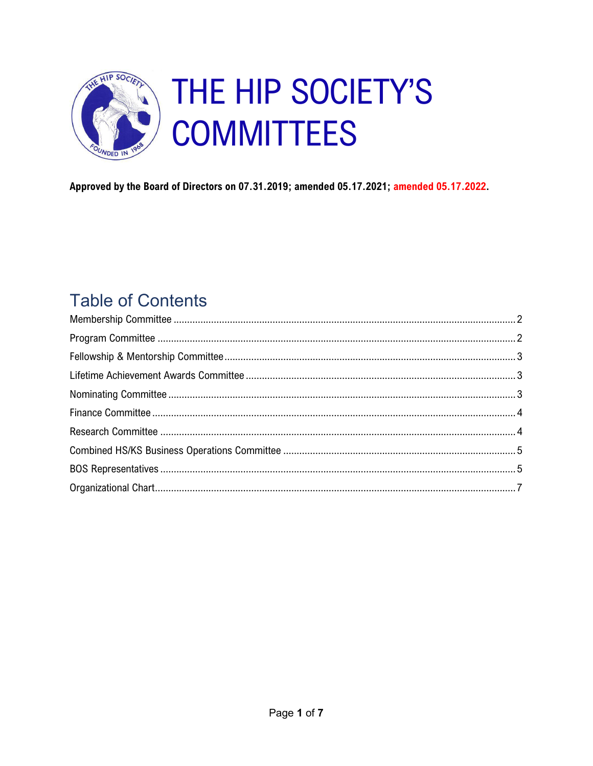# THE HIP SOCIETY'S COMMITTEES

**Approved by the Board of Directors on 07.31.2019; amended 05.17.2021; amended 05.17.2022.**

## Table of Contents

Membership Committee ........ 2
Program Committee ........ 2
Fellowship & Mentorship Committee ........ 3
Lifetime Achievement Awards Committee ........ 3
Nominating Committee ........ 3
Finance Committee ........ 4
Research Committee ........ 4
Combined HS/KS Business Operations Committee ........ 5
BOS Representatives ........ 5
Organizational Chart ........ 7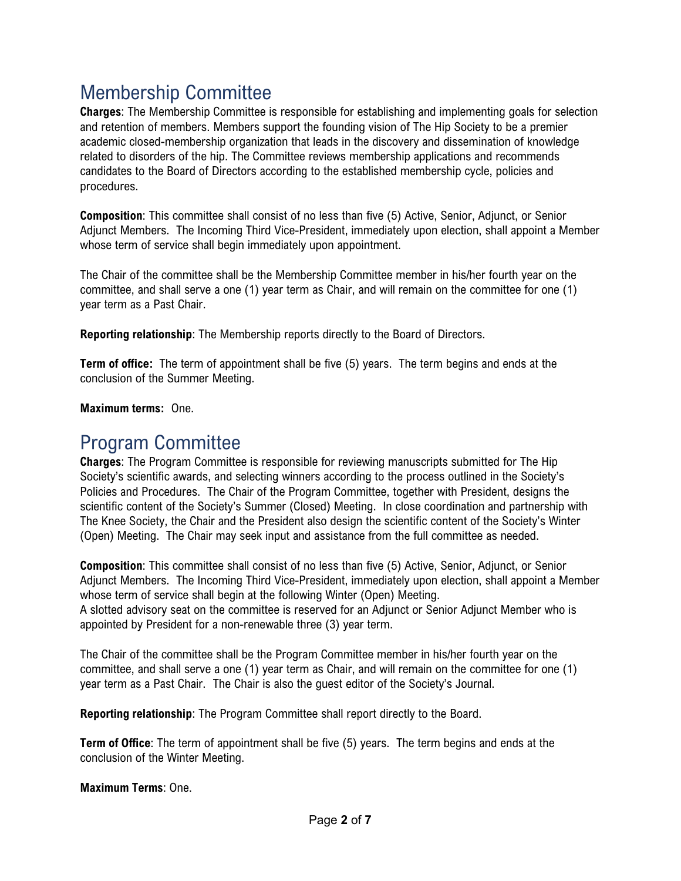## Membership Committee

**Charges**: The Membership Committee is responsible for establishing and implementing goals for selection and retention of members. Members support the founding vision of The Hip Society to be a premier academic closed-membership organization that leads in the discovery and dissemination of knowledge related to disorders of the hip. The Committee reviews membership applications and recommends candidates to the Board of Directors according to the established membership cycle, policies and procedures.

**Composition**: This committee shall consist of no less than five (5) Active, Senior, Adjunct, or Senior Adjunct Members. The Incoming Third Vice-President, immediately upon election, shall appoint a Member whose term of service shall begin immediately upon appointment.

The Chair of the committee shall be the Membership Committee member in his/her fourth year on the committee, and shall serve a one (1) year term as Chair, and will remain on the committee for one (1) year term as a Past Chair.

**Reporting relationship**: The Membership reports directly to the Board of Directors.

**Term of office:** The term of appointment shall be five (5) years. The term begins and ends at the conclusion of the Summer Meeting.

**Maximum terms:** One.

## Program Committee

**Charges**: The Program Committee is responsible for reviewing manuscripts submitted for The Hip Society's scientific awards, and selecting winners according to the process outlined in the Society's Policies and Procedures. The Chair of the Program Committee, together with President, designs the scientific content of the Society's Summer (Closed) Meeting. In close coordination and partnership with The Knee Society, the Chair and the President also design the scientific content of the Society's Winter (Open) Meeting. The Chair may seek input and assistance from the full committee as needed.

**Composition**: This committee shall consist of no less than five (5) Active, Senior, Adjunct, or Senior Adjunct Members. The Incoming Third Vice-President, immediately upon election, shall appoint a Member whose term of service shall begin at the following Winter (Open) Meeting.
A slotted advisory seat on the committee is reserved for an Adjunct or Senior Adjunct Member who is appointed by President for a non-renewable three (3) year term.

The Chair of the committee shall be the Program Committee member in his/her fourth year on the committee, and shall serve a one (1) year term as Chair, and will remain on the committee for one (1) year term as a Past Chair. The Chair is also the guest editor of the Society's Journal.

**Reporting relationship**: The Program Committee shall report directly to the Board.

**Term of Office**: The term of appointment shall be five (5) years. The term begins and ends at the conclusion of the Winter Meeting.

**Maximum Terms**: One.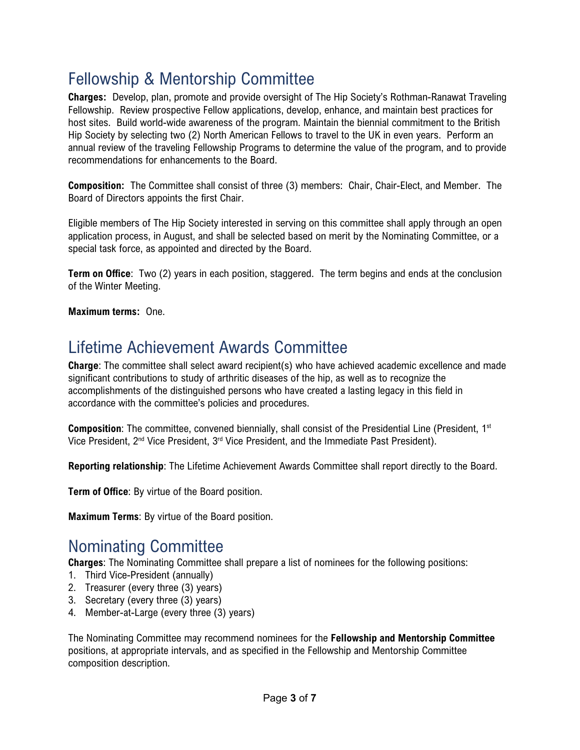## Fellowship & Mentorship Committee

**Charges:** Develop, plan, promote and provide oversight of The Hip Society's Rothman-Ranawat Traveling Fellowship. Review prospective Fellow applications, develop, enhance, and maintain best practices for host sites. Build world-wide awareness of the program. Maintain the biennial commitment to the British Hip Society by selecting two (2) North American Fellows to travel to the UK in even years. Perform an annual review of the traveling Fellowship Programs to determine the value of the program, and to provide recommendations for enhancements to the Board.

**Composition:** The Committee shall consist of three (3) members: Chair, Chair-Elect, and Member. The Board of Directors appoints the first Chair.

Eligible members of The Hip Society interested in serving on this committee shall apply through an open application process, in August, and shall be selected based on merit by the Nominating Committee, or a special task force, as appointed and directed by the Board.

**Term on Office**: Two (2) years in each position, staggered. The term begins and ends at the conclusion of the Winter Meeting.

**Maximum terms:** One.

## Lifetime Achievement Awards Committee

**Charge**: The committee shall select award recipient(s) who have achieved academic excellence and made significant contributions to study of arthritic diseases of the hip, as well as to recognize the accomplishments of the distinguished persons who have created a lasting legacy in this field in accordance with the committee's policies and procedures.

**Composition**: The committee, convened biennially, shall consist of the Presidential Line (President, 1st Vice President, 2nd Vice President, 3rd Vice President, and the Immediate Past President).

**Reporting relationship**: The Lifetime Achievement Awards Committee shall report directly to the Board.

**Term of Office**: By virtue of the Board position.

**Maximum Terms**: By virtue of the Board position.

## Nominating Committee

**Charges**: The Nominating Committee shall prepare a list of nominees for the following positions:

1. Third Vice-President (annually)
2. Treasurer (every three (3) years)
3. Secretary (every three (3) years)
4. Member-at-Large (every three (3) years)

The Nominating Committee may recommend nominees for the **Fellowship and Mentorship Committee** positions, at appropriate intervals, and as specified in the Fellowship and Mentorship Committee composition description.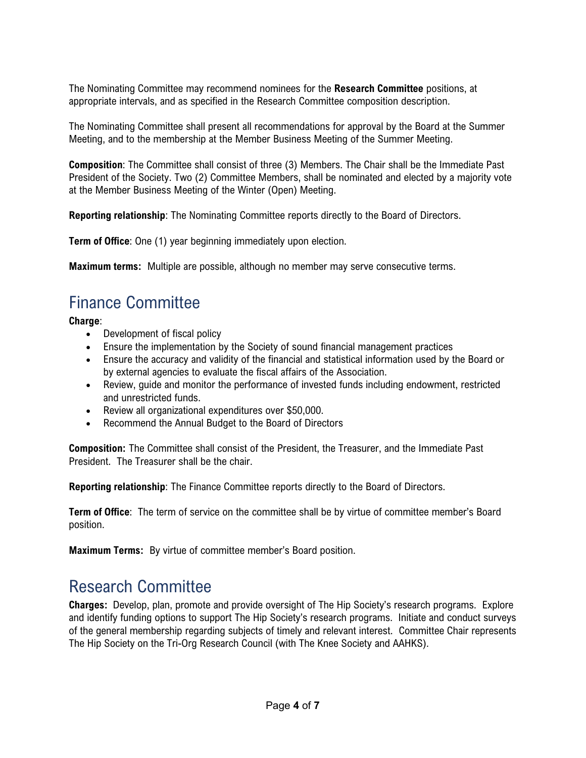The Nominating Committee may recommend nominees for the **Research Committee** positions, at appropriate intervals, and as specified in the Research Committee composition description.

The Nominating Committee shall present all recommendations for approval by the Board at the Summer Meeting, and to the membership at the Member Business Meeting of the Summer Meeting.

**Composition**: The Committee shall consist of three (3) Members. The Chair shall be the Immediate Past President of the Society. Two (2) Committee Members, shall be nominated and elected by a majority vote at the Member Business Meeting of the Winter (Open) Meeting.

**Reporting relationship**: The Nominating Committee reports directly to the Board of Directors.

**Term of Office**: One (1) year beginning immediately upon election.

**Maximum terms:** Multiple are possible, although no member may serve consecutive terms.

## Finance Committee

**Charge**:

- Development of fiscal policy
- Ensure the implementation by the Society of sound financial management practices
- Ensure the accuracy and validity of the financial and statistical information used by the Board or by external agencies to evaluate the fiscal affairs of the Association.
- Review, guide and monitor the performance of invested funds including endowment, restricted and unrestricted funds.
- Review all organizational expenditures over $50,000.
- Recommend the Annual Budget to the Board of Directors

**Composition:** The Committee shall consist of the President, the Treasurer, and the Immediate Past President. The Treasurer shall be the chair.

**Reporting relationship**: The Finance Committee reports directly to the Board of Directors.

**Term of Office**: The term of service on the committee shall be by virtue of committee member's Board position.

**Maximum Terms:** By virtue of committee member's Board position.

## Research Committee

**Charges:** Develop, plan, promote and provide oversight of The Hip Society's research programs. Explore and identify funding options to support The Hip Society's research programs. Initiate and conduct surveys of the general membership regarding subjects of timely and relevant interest. Committee Chair represents The Hip Society on the Tri-Org Research Council (with The Knee Society and AAHKS).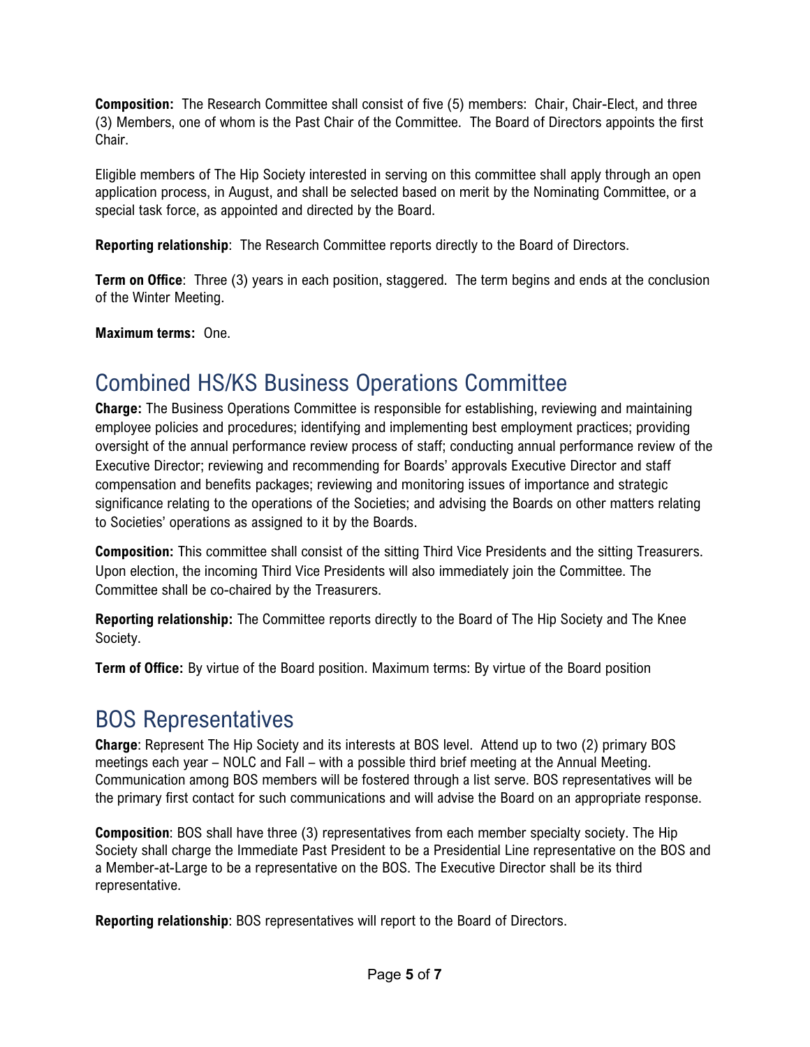**Composition:** The Research Committee shall consist of five (5) members: Chair, Chair-Elect, and three (3) Members, one of whom is the Past Chair of the Committee. The Board of Directors appoints the first Chair.

Eligible members of The Hip Society interested in serving on this committee shall apply through an open application process, in August, and shall be selected based on merit by the Nominating Committee, or a special task force, as appointed and directed by the Board.

**Reporting relationship**: The Research Committee reports directly to the Board of Directors.

**Term on Office**: Three (3) years in each position, staggered. The term begins and ends at the conclusion of the Winter Meeting.

**Maximum terms:** One.

## Combined HS/KS Business Operations Committee

**Charge:** The Business Operations Committee is responsible for establishing, reviewing and maintaining employee policies and procedures; identifying and implementing best employment practices; providing oversight of the annual performance review process of staff; conducting annual performance review of the Executive Director; reviewing and recommending for Boards' approvals Executive Director and staff compensation and benefits packages; reviewing and monitoring issues of importance and strategic significance relating to the operations of the Societies; and advising the Boards on other matters relating to Societies' operations as assigned to it by the Boards.

**Composition:** This committee shall consist of the sitting Third Vice Presidents and the sitting Treasurers. Upon election, the incoming Third Vice Presidents will also immediately join the Committee. The Committee shall be co-chaired by the Treasurers.

**Reporting relationship:** The Committee reports directly to the Board of The Hip Society and The Knee Society.

**Term of Office:** By virtue of the Board position. Maximum terms: By virtue of the Board position

## BOS Representatives

**Charge**: Represent The Hip Society and its interests at BOS level. Attend up to two (2) primary BOS meetings each year – NOLC and Fall – with a possible third brief meeting at the Annual Meeting. Communication among BOS members will be fostered through a list serve. BOS representatives will be the primary first contact for such communications and will advise the Board on an appropriate response.

**Composition**: BOS shall have three (3) representatives from each member specialty society. The Hip Society shall charge the Immediate Past President to be a Presidential Line representative on the BOS and a Member-at-Large to be a representative on the BOS. The Executive Director shall be its third representative.

**Reporting relationship**: BOS representatives will report to the Board of Directors.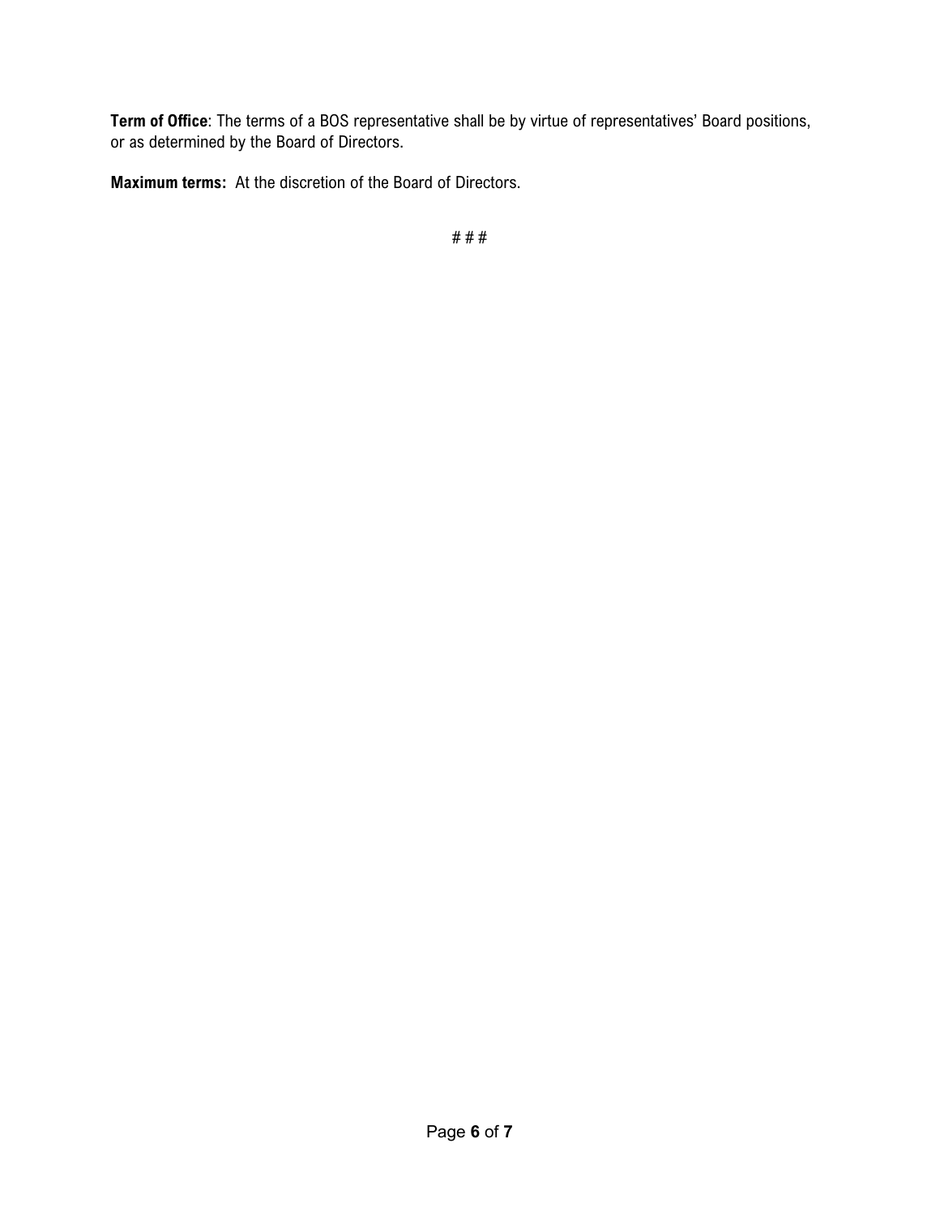**Term of Office**: The terms of a BOS representative shall be by virtue of representatives' Board positions, or as determined by the Board of Directors.

**Maximum terms:** At the discretion of the Board of Directors.

# # #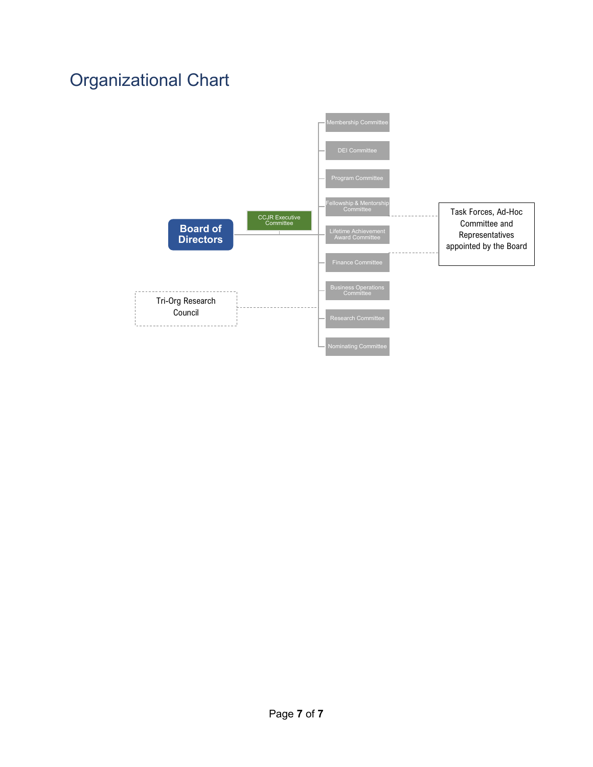# Organizational Chart

Board of Directors

CCJR Executive Committee

Membership Committee

DEI Committee

Program Committee

Fellowship & Mentorship Committee

Lifetime Achievement Award Committee

Finance Committee

Business Operations Committee

Research Committee

Nominating Committee

Task Forces, Ad-Hoc Committee and Representatives appointed by the Board

Tri-Org Research Council